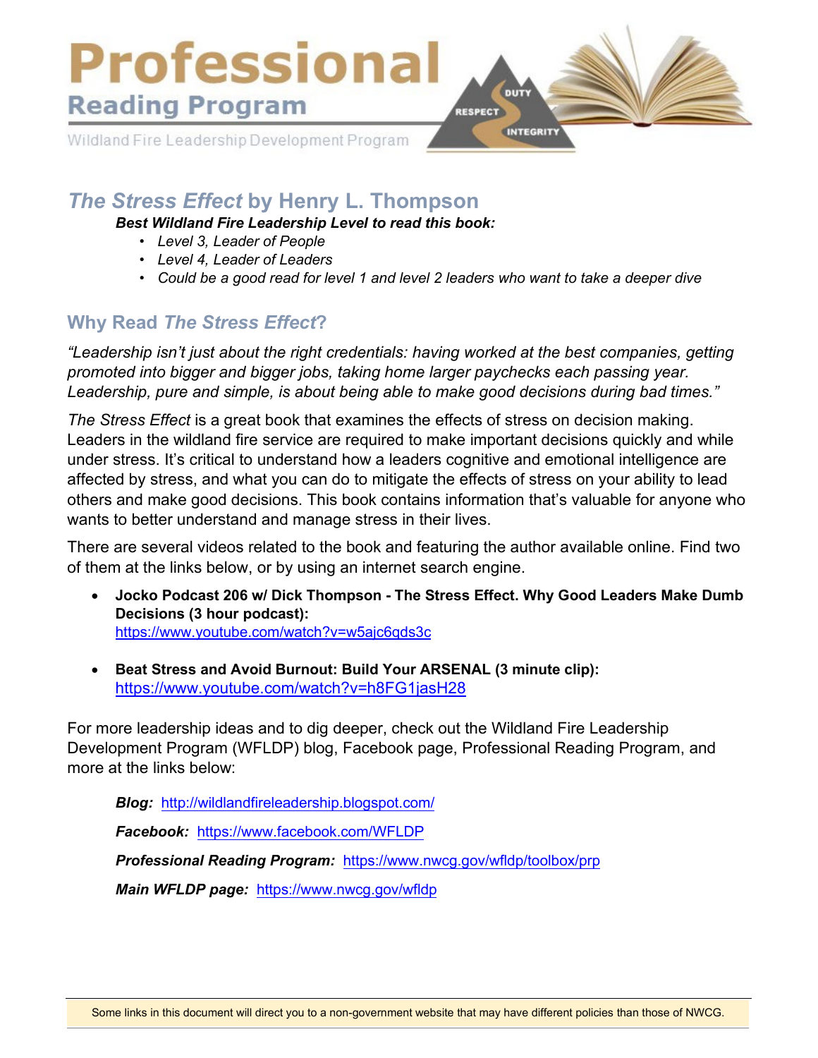# Professional

## Reading Program

Wildland Fire Leadership Development Program

DUTY RESPECT INTEGRITY

## *The Stress Effect* by Henry L. Thompson

***Best Wildland Fire Leadership Level to read this book:***

- *Level 3, Leader of People*
- *Level 4, Leader of Leaders*
- *Could be a good read for level 1 and level 2 leaders who want to take a deeper dive*

## Why Read *The Stress Effect*?

*"Leadership isn't just about the right credentials: having worked at the best companies, getting promoted into bigger and bigger jobs, taking home larger paychecks each passing year. Leadership, pure and simple, is about being able to make good decisions during bad times."*

*The Stress Effect* is a great book that examines the effects of stress on decision making. Leaders in the wildland fire service are required to make important decisions quickly and while under stress. It's critical to understand how a leaders cognitive and emotional intelligence are affected by stress, and what you can do to mitigate the effects of stress on your ability to lead others and make good decisions. This book contains information that's valuable for anyone who wants to better understand and manage stress in their lives.

There are several videos related to the book and featuring the author available online. Find two of them at the links below, or by using an internet search engine.

- **Jocko Podcast 206 w/ Dick Thompson - The Stress Effect. Why Good Leaders Make Dumb Decisions (3 hour podcast):** https://www.youtube.com/watch?v=w5ajc6qds3c
- **Beat Stress and Avoid Burnout: Build Your ARSENAL (3 minute clip):** https://www.youtube.com/watch?v=h8FG1jasH28

For more leadership ideas and to dig deeper, check out the Wildland Fire Leadership Development Program (WFLDP) blog, Facebook page, Professional Reading Program, and more at the links below:

***Blog:*** http://wildlandfireleadership.blogspot.com/

***Facebook:*** https://www.facebook.com/WFLDP

***Professional Reading Program:*** https://www.nwcg.gov/wfldp/toolbox/prp

***Main WFLDP page:*** https://www.nwcg.gov/wfldp

Some links in this document will direct you to a non-government website that may have different policies than those of NWCG.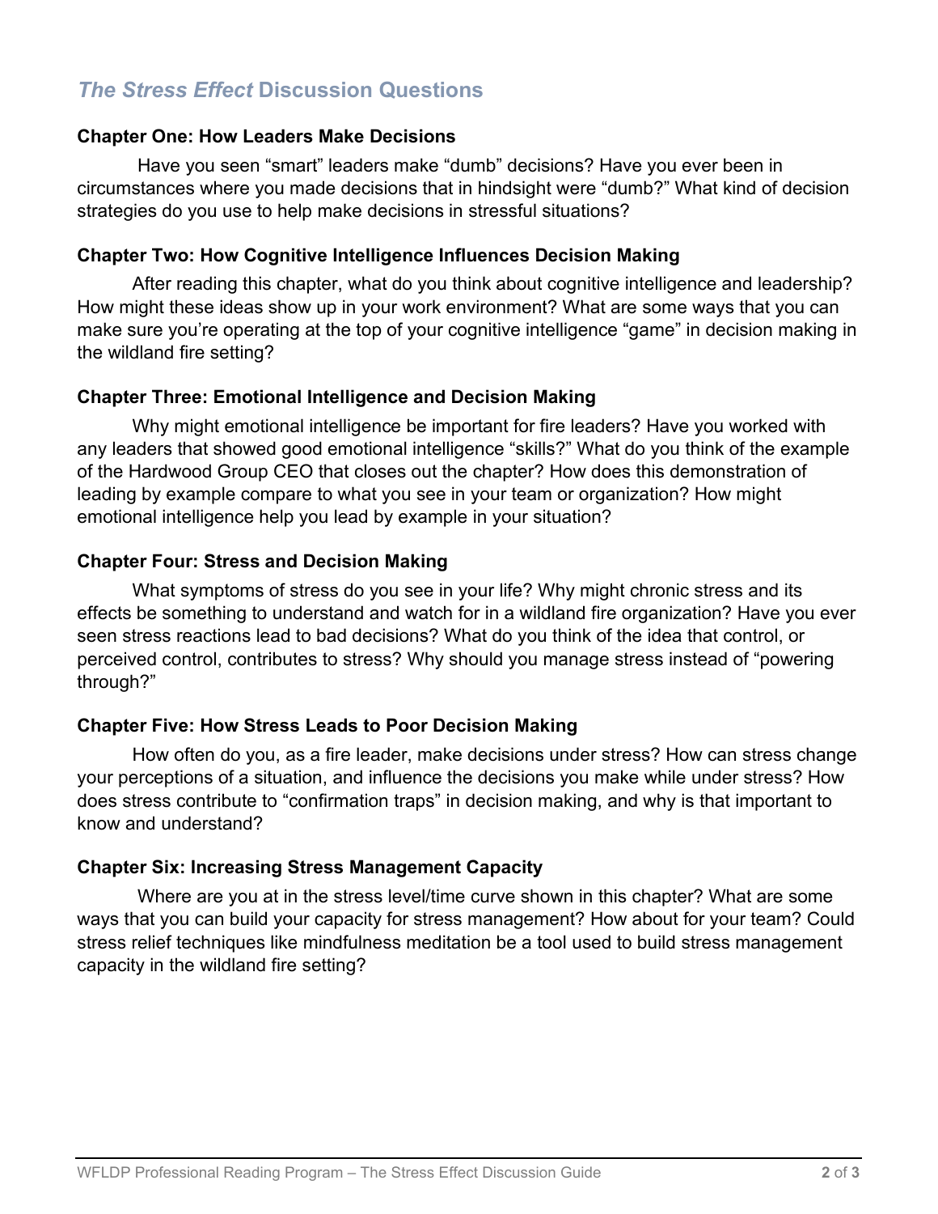## *The Stress Effect* Discussion Questions

### Chapter One: How Leaders Make Decisions

Have you seen "smart" leaders make "dumb" decisions? Have you ever been in circumstances where you made decisions that in hindsight were "dumb?" What kind of decision strategies do you use to help make decisions in stressful situations?

### Chapter Two: How Cognitive Intelligence Influences Decision Making

After reading this chapter, what do you think about cognitive intelligence and leadership? How might these ideas show up in your work environment? What are some ways that you can make sure you're operating at the top of your cognitive intelligence "game" in decision making in the wildland fire setting?

### Chapter Three: Emotional Intelligence and Decision Making

Why might emotional intelligence be important for fire leaders? Have you worked with any leaders that showed good emotional intelligence "skills?" What do you think of the example of the Hardwood Group CEO that closes out the chapter? How does this demonstration of leading by example compare to what you see in your team or organization? How might emotional intelligence help you lead by example in your situation?

### Chapter Four: Stress and Decision Making

What symptoms of stress do you see in your life? Why might chronic stress and its effects be something to understand and watch for in a wildland fire organization? Have you ever seen stress reactions lead to bad decisions? What do you think of the idea that control, or perceived control, contributes to stress? Why should you manage stress instead of "powering through?"

### Chapter Five: How Stress Leads to Poor Decision Making

How often do you, as a fire leader, make decisions under stress? How can stress change your perceptions of a situation, and influence the decisions you make while under stress? How does stress contribute to "confirmation traps" in decision making, and why is that important to know and understand?

### Chapter Six: Increasing Stress Management Capacity

Where are you at in the stress level/time curve shown in this chapter? What are some ways that you can build your capacity for stress management? How about for your team? Could stress relief techniques like mindfulness meditation be a tool used to build stress management capacity in the wildland fire setting?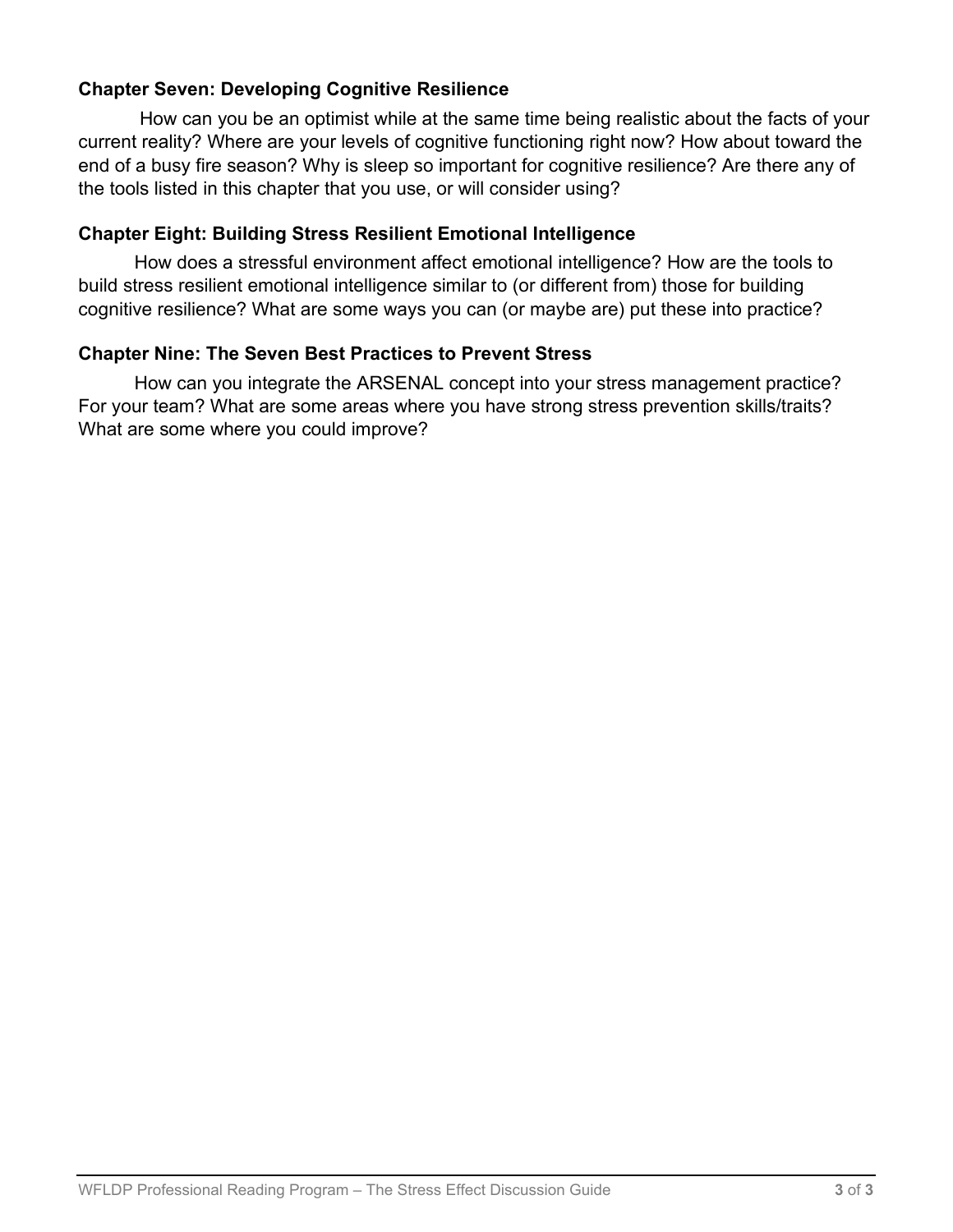### Chapter Seven: Developing Cognitive Resilience

How can you be an optimist while at the same time being realistic about the facts of your current reality? Where are your levels of cognitive functioning right now? How about toward the end of a busy fire season? Why is sleep so important for cognitive resilience? Are there any of the tools listed in this chapter that you use, or will consider using?

### Chapter Eight: Building Stress Resilient Emotional Intelligence

How does a stressful environment affect emotional intelligence? How are the tools to build stress resilient emotional intelligence similar to (or different from) those for building cognitive resilience? What are some ways you can (or maybe are) put these into practice?

### Chapter Nine: The Seven Best Practices to Prevent Stress

How can you integrate the ARSENAL concept into your stress management practice? For your team? What are some areas where you have strong stress prevention skills/traits? What are some where you could improve?